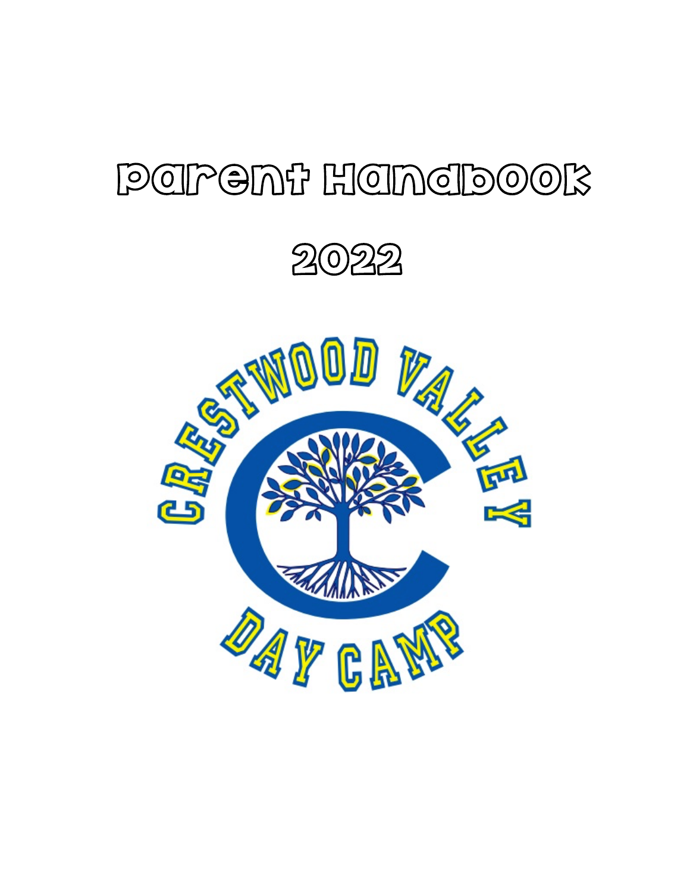# Parent Handbook

# 2022

CRESTWOOD VALLEY

DAY CAMP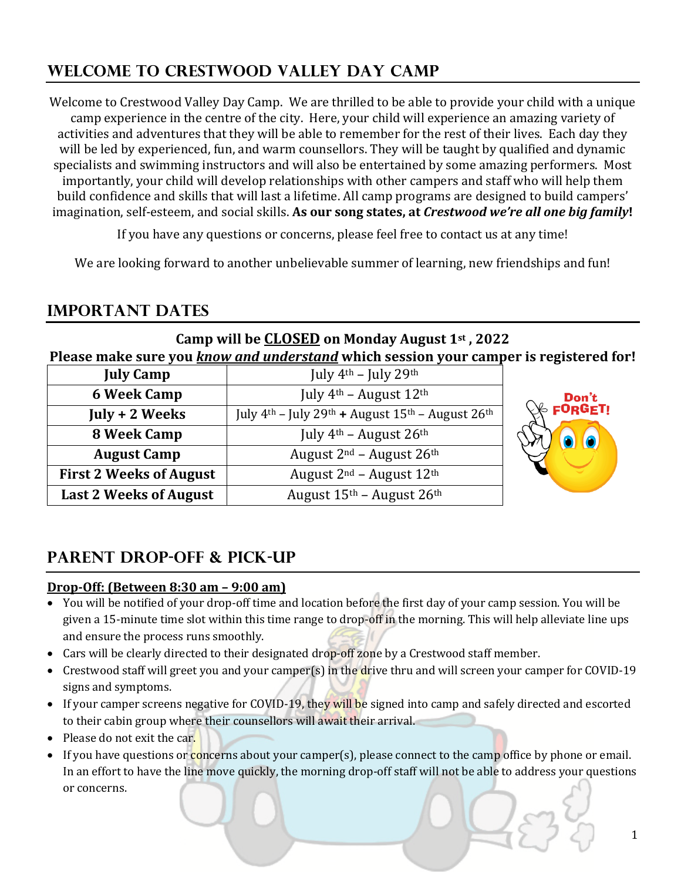## Welcome to Crestwood Valley Day Camp

Welcome to Crestwood Valley Day Camp. We are thrilled to be able to provide your child with a unique camp experience in the centre of the city. Here, your child will experience an amazing variety of activities and adventures that they will be able to remember for the rest of their lives. Each day they will be led by experienced, fun, and warm counsellors. They will be taught by qualified and dynamic specialists and swimming instructors and will also be entertained by some amazing performers. Most importantly, your child will develop relationships with other campers and staff who will help them build confidence and skills that will last a lifetime. All camp programs are designed to build campers' imagination, self-esteem, and social skills. **As our song states, at *Crestwood we're all one big family*!**

If you have any questions or concerns, please feel free to contact us at any time!

We are looking forward to another unbelievable summer of learning, new friendships and fun!

## Important Dates

**Camp will be CLOSED on Monday August 1st , 2022**

**Please make sure you *know and understand* which session your camper is registered for!**

| Session | Dates |
|---|---|
| **July Camp** | July 4th – July 29th |
| **6 Week Camp** | July 4th – August 12th |
| **July + 2 Weeks** | July 4th – July 29th **+** August 15th – August 26th |
| **8 Week Camp** | July 4th – August 26th |
| **August Camp** | August 2nd – August 26th |
| **First 2 Weeks of August** | August 2nd – August 12th |
| **Last 2 Weeks of August** | August 15th – August 26th |

Don't FORGET!

## Parent Drop-Off & Pick-Up

**Drop-Off: (Between 8:30 am – 9:00 am)**

- You will be notified of your drop-off time and location before the first day of your camp session. You will be given a 15-minute time slot within this time range to drop-off in the morning. This will help alleviate line ups and ensure the process runs smoothly.
- Cars will be clearly directed to their designated drop-off zone by a Crestwood staff member.
- Crestwood staff will greet you and your camper(s) in the drive thru and will screen your camper for COVID-19 signs and symptoms.
- If your camper screens negative for COVID-19, they will be signed into camp and safely directed and escorted to their cabin group where their counsellors will await their arrival.
- Please do not exit the car.
- If you have questions or concerns about your camper(s), please connect to the camp office by phone or email. In an effort to have the line move quickly, the morning drop-off staff will not be able to address your questions or concerns.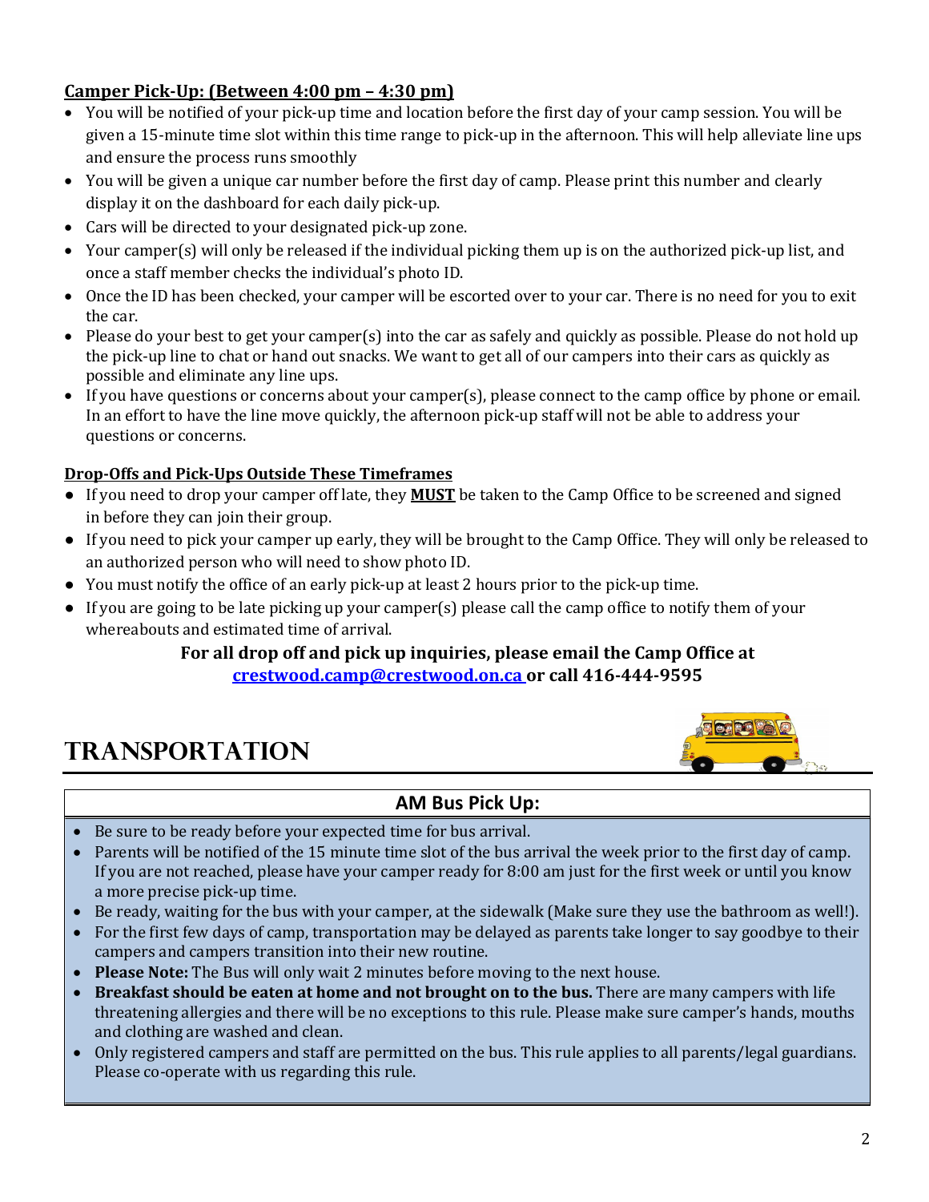**Camper Pick-Up: (Between 4:00 pm – 4:30 pm)**

- You will be notified of your pick-up time and location before the first day of your camp session. You will be given a 15-minute time slot within this time range to pick-up in the afternoon. This will help alleviate line ups and ensure the process runs smoothly
- You will be given a unique car number before the first day of camp. Please print this number and clearly display it on the dashboard for each daily pick-up.
- Cars will be directed to your designated pick-up zone.
- Your camper(s) will only be released if the individual picking them up is on the authorized pick-up list, and once a staff member checks the individual's photo ID.
- Once the ID has been checked, your camper will be escorted over to your car. There is no need for you to exit the car.
- Please do your best to get your camper(s) into the car as safely and quickly as possible. Please do not hold up the pick-up line to chat or hand out snacks. We want to get all of our campers into their cars as quickly as possible and eliminate any line ups.
- If you have questions or concerns about your camper(s), please connect to the camp office by phone or email. In an effort to have the line move quickly, the afternoon pick-up staff will not be able to address your questions or concerns.

**Drop-Offs and Pick-Ups Outside These Timeframes**

- If you need to drop your camper off late, they **MUST** be taken to the Camp Office to be screened and signed in before they can join their group.
- If you need to pick your camper up early, they will be brought to the Camp Office. They will only be released to an authorized person who will need to show photo ID.
- You must notify the office of an early pick-up at least 2 hours prior to the pick-up time.
- If you are going to be late picking up your camper(s) please call the camp office to notify them of your whereabouts and estimated time of arrival.

**For all drop off and pick up inquiries, please email the Camp Office at crestwood.camp@crestwood.on.ca or call 416-444-9595**

# TRANSPORTATION

## AM Bus Pick Up:

- Be sure to be ready before your expected time for bus arrival.
- Parents will be notified of the 15 minute time slot of the bus arrival the week prior to the first day of camp. If you are not reached, please have your camper ready for 8:00 am just for the first week or until you know a more precise pick-up time.
- Be ready, waiting for the bus with your camper, at the sidewalk (Make sure they use the bathroom as well!).
- For the first few days of camp, transportation may be delayed as parents take longer to say goodbye to their campers and campers transition into their new routine.
- **Please Note:** The Bus will only wait 2 minutes before moving to the next house.
- **Breakfast should be eaten at home and not brought on to the bus.** There are many campers with life threatening allergies and there will be no exceptions to this rule. Please make sure camper's hands, mouths and clothing are washed and clean.
- Only registered campers and staff are permitted on the bus. This rule applies to all parents/legal guardians. Please co-operate with us regarding this rule.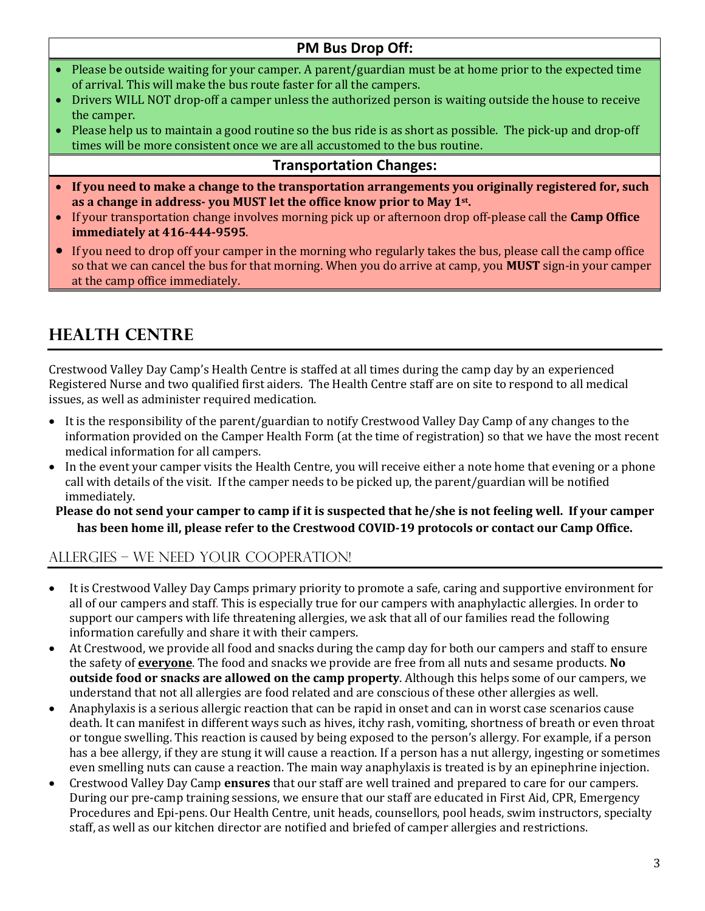### PM Bus Drop Off:

- Please be outside waiting for your camper. A parent/guardian must be at home prior to the expected time of arrival. This will make the bus route faster for all the campers.
- Drivers WILL NOT drop-off a camper unless the authorized person is waiting outside the house to receive the camper.
- Please help us to maintain a good routine so the bus ride is as short as possible. The pick-up and drop-off times will be more consistent once we are all accustomed to the bus routine.

### Transportation Changes:

- **If you need to make a change to the transportation arrangements you originally registered for, such as a change in address- you MUST let the office know prior to May 1st.**
- If your transportation change involves morning pick up or afternoon drop off-please call the **Camp Office immediately at 416-444-9595**.
- If you need to drop off your camper in the morning who regularly takes the bus, please call the camp office so that we can cancel the bus for that morning. When you do arrive at camp, you **MUST** sign-in your camper at the camp office immediately.

## HEALTH CENTRE

Crestwood Valley Day Camp's Health Centre is staffed at all times during the camp day by an experienced Registered Nurse and two qualified first aiders. The Health Centre staff are on site to respond to all medical issues, as well as administer required medication.

- It is the responsibility of the parent/guardian to notify Crestwood Valley Day Camp of any changes to the information provided on the Camper Health Form (at the time of registration) so that we have the most recent medical information for all campers.
- In the event your camper visits the Health Centre, you will receive either a note home that evening or a phone call with details of the visit. If the camper needs to be picked up, the parent/guardian will be notified immediately.

**Please do not send your camper to camp if it is suspected that he/she is not feeling well. If your camper has been home ill, please refer to the Crestwood COVID-19 protocols or contact our Camp Office.**

### Allergies – We need your cooperation!

- It is Crestwood Valley Day Camps primary priority to promote a safe, caring and supportive environment for all of our campers and staff. This is especially true for our campers with anaphylactic allergies. In order to support our campers with life threatening allergies, we ask that all of our families read the following information carefully and share it with their campers.
- At Crestwood, we provide all food and snacks during the camp day for both our campers and staff to ensure the safety of **everyone**. The food and snacks we provide are free from all nuts and sesame products. **No outside food or snacks are allowed on the camp property**. Although this helps some of our campers, we understand that not all allergies are food related and are conscious of these other allergies as well.
- Anaphylaxis is a serious allergic reaction that can be rapid in onset and can in worst case scenarios cause death. It can manifest in different ways such as hives, itchy rash, vomiting, shortness of breath or even throat or tongue swelling. This reaction is caused by being exposed to the person's allergy. For example, if a person has a bee allergy, if they are stung it will cause a reaction. If a person has a nut allergy, ingesting or sometimes even smelling nuts can cause a reaction. The main way anaphylaxis is treated is by an epinephrine injection.
- Crestwood Valley Day Camp **ensures** that our staff are well trained and prepared to care for our campers. During our pre-camp training sessions, we ensure that our staff are educated in First Aid, CPR, Emergency Procedures and Epi-pens. Our Health Centre, unit heads, counsellors, pool heads, swim instructors, specialty staff, as well as our kitchen director are notified and briefed of camper allergies and restrictions.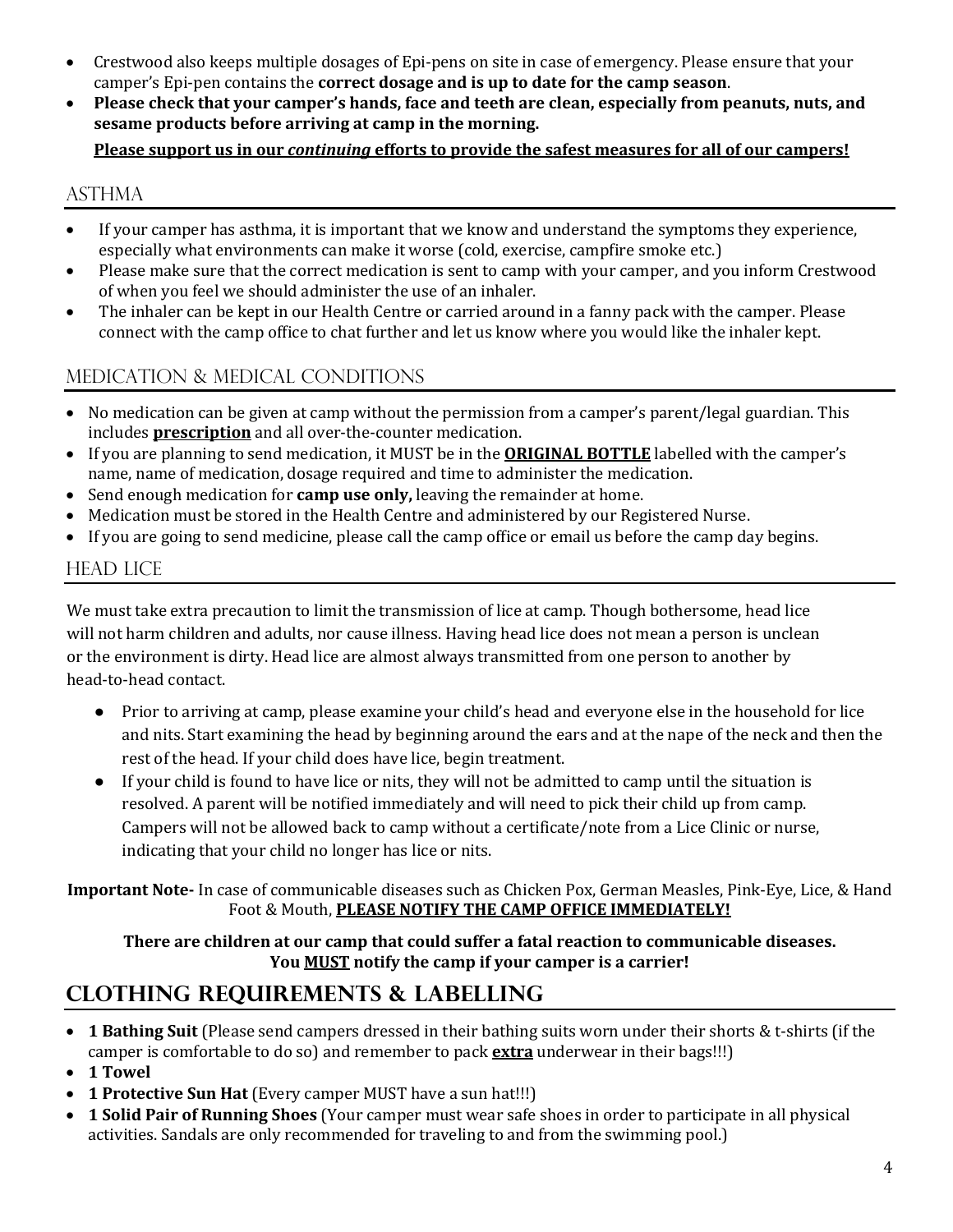- Crestwood also keeps multiple dosages of Epi-pens on site in case of emergency. Please ensure that your camper's Epi-pen contains the **correct dosage and is up to date for the camp season**.
- **Please check that your camper's hands, face and teeth are clean, especially from peanuts, nuts, and sesame products before arriving at camp in the morning.**

**Please support us in our *continuing* efforts to provide the safest measures for all of our campers!**

## Asthma

- If your camper has asthma, it is important that we know and understand the symptoms they experience, especially what environments can make it worse (cold, exercise, campfire smoke etc.)
- Please make sure that the correct medication is sent to camp with your camper, and you inform Crestwood of when you feel we should administer the use of an inhaler.
- The inhaler can be kept in our Health Centre or carried around in a fanny pack with the camper. Please connect with the camp office to chat further and let us know where you would like the inhaler kept.

## Medication & Medical Conditions

- No medication can be given at camp without the permission from a camper's parent/legal guardian. This includes **prescription** and all over-the-counter medication.
- If you are planning to send medication, it MUST be in the **ORIGINAL BOTTLE** labelled with the camper's name, name of medication, dosage required and time to administer the medication.
- Send enough medication for **camp use only,** leaving the remainder at home.
- Medication must be stored in the Health Centre and administered by our Registered Nurse.
- If you are going to send medicine, please call the camp office or email us before the camp day begins.

## Head Lice

We must take extra precaution to limit the transmission of lice at camp. Though bothersome, head lice will not harm children and adults, nor cause illness. Having head lice does not mean a person is unclean or the environment is dirty. Head lice are almost always transmitted from one person to another by head-to-head contact.

- Prior to arriving at camp, please examine your child's head and everyone else in the household for lice and nits. Start examining the head by beginning around the ears and at the nape of the neck and then the rest of the head. If your child does have lice, begin treatment.
- If your child is found to have lice or nits, they will not be admitted to camp until the situation is resolved. A parent will be notified immediately and will need to pick their child up from camp. Campers will not be allowed back to camp without a certificate/note from a Lice Clinic or nurse, indicating that your child no longer has lice or nits.

**Important Note-** In case of communicable diseases such as Chicken Pox, German Measles, Pink-Eye, Lice, & Hand Foot & Mouth, **PLEASE NOTIFY THE CAMP OFFICE IMMEDIATELY!**

**There are children at our camp that could suffer a fatal reaction to communicable diseases. You MUST notify the camp if your camper is a carrier!**

# Clothing Requirements & Labelling

- **1 Bathing Suit** (Please send campers dressed in their bathing suits worn under their shorts & t-shirts (if the camper is comfortable to do so) and remember to pack **extra** underwear in their bags!!!)
- **1 Towel**
- **1 Protective Sun Hat** (Every camper MUST have a sun hat!!!)
- **1 Solid Pair of Running Shoes** (Your camper must wear safe shoes in order to participate in all physical activities. Sandals are only recommended for traveling to and from the swimming pool.)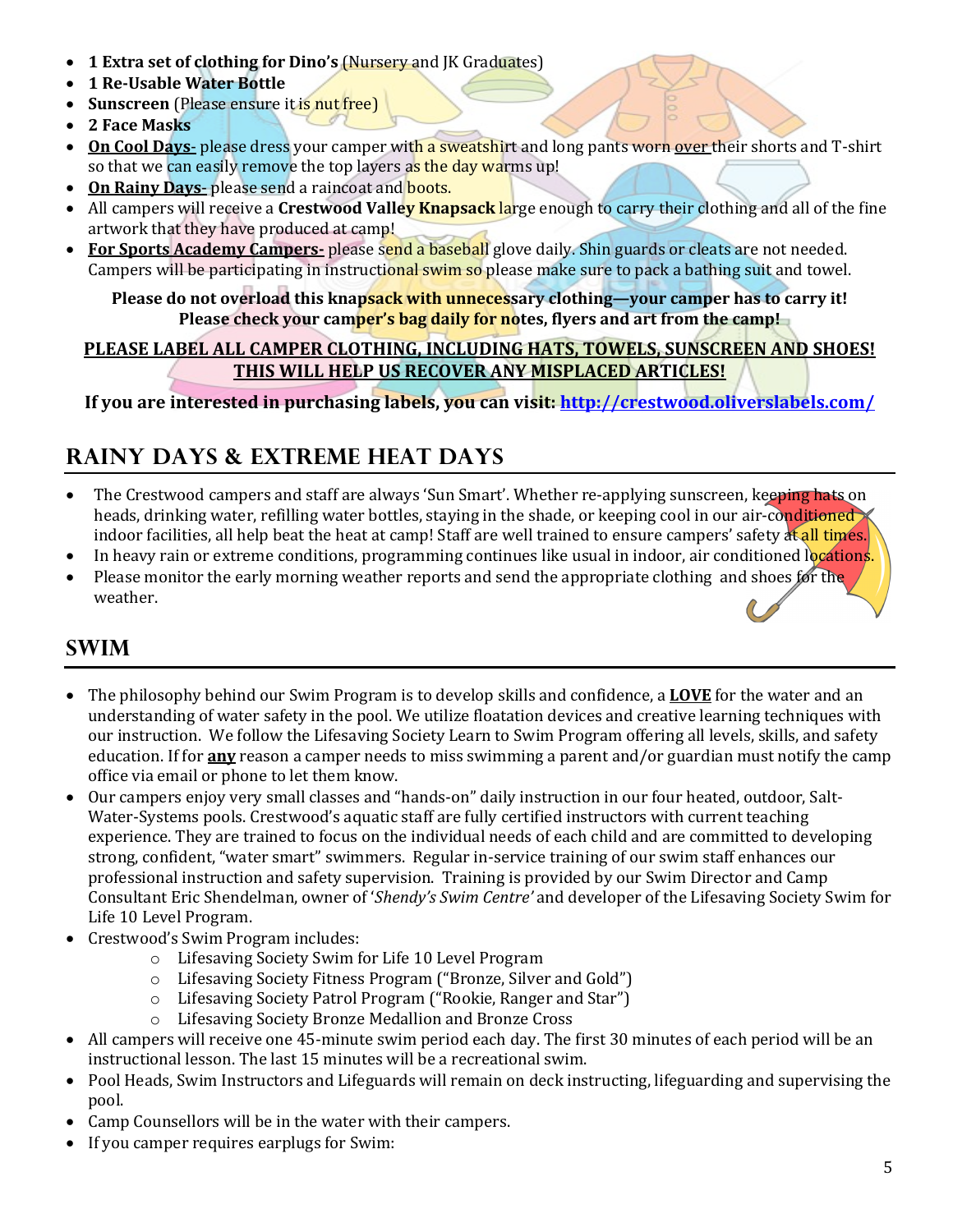- **1 Extra set of clothing for Dino's** (Nursery and JK Graduates)
- **1 Re-Usable Water Bottle**
- **Sunscreen** (Please ensure it is nut free)
- **2 Face Masks**
- **On Cool Days-** please dress your camper with a sweatshirt and long pants worn over their shorts and T-shirt so that we can easily remove the top layers as the day warms up!
- **On Rainy Days-** please send a raincoat and boots.
- All campers will receive a **Crestwood Valley Knapsack** large enough to carry their clothing and all of the fine artwork that they have produced at camp!
- **For Sports Academy Campers-** please send a baseball glove daily. Shin guards or cleats are not needed. Campers will be participating in instructional swim so please make sure to pack a bathing suit and towel.

**Please do not overload this knapsack with unnecessary clothing—your camper has to carry it!**
**Please check your camper's bag daily for notes, flyers and art from the camp!**

**PLEASE LABEL ALL CAMPER CLOTHING, INCLUDING HATS, TOWELS, SUNSCREEN AND SHOES!**
**THIS WILL HELP US RECOVER ANY MISPLACED ARTICLES!**

**If you are interested in purchasing labels, you can visit: http://crestwood.oliverslabels.com/**

## RAINY DAYS & EXTREME HEAT DAYS

- The Crestwood campers and staff are always 'Sun Smart'. Whether re-applying sunscreen, keeping hats on heads, drinking water, refilling water bottles, staying in the shade, or keeping cool in our air-conditioned indoor facilities, all help beat the heat at camp! Staff are well trained to ensure campers' safety at all times.
- In heavy rain or extreme conditions, programming continues like usual in indoor, air conditioned locations.
- Please monitor the early morning weather reports and send the appropriate clothing and shoes for the weather.

## SWIM

- The philosophy behind our Swim Program is to develop skills and confidence, a **LOVE** for the water and an understanding of water safety in the pool. We utilize floatation devices and creative learning techniques with our instruction. We follow the Lifesaving Society Learn to Swim Program offering all levels, skills, and safety education. If for **any** reason a camper needs to miss swimming a parent and/or guardian must notify the camp office via email or phone to let them know.
- Our campers enjoy very small classes and "hands-on" daily instruction in our four heated, outdoor, Salt-Water-Systems pools. Crestwood's aquatic staff are fully certified instructors with current teaching experience. They are trained to focus on the individual needs of each child and are committed to developing strong, confident, "water smart" swimmers. Regular in-service training of our swim staff enhances our professional instruction and safety supervision. Training is provided by our Swim Director and Camp Consultant Eric Shendelman, owner of '*Shendy's Swim Centre*' and developer of the Lifesaving Society Swim for Life 10 Level Program.
- Crestwood's Swim Program includes:
  - Lifesaving Society Swim for Life 10 Level Program
  - Lifesaving Society Fitness Program ("Bronze, Silver and Gold")
  - Lifesaving Society Patrol Program ("Rookie, Ranger and Star")
  - Lifesaving Society Bronze Medallion and Bronze Cross
- All campers will receive one 45-minute swim period each day. The first 30 minutes of each period will be an instructional lesson. The last 15 minutes will be a recreational swim.
- Pool Heads, Swim Instructors and Lifeguards will remain on deck instructing, lifeguarding and supervising the pool.
- Camp Counsellors will be in the water with their campers.
- If you camper requires earplugs for Swim: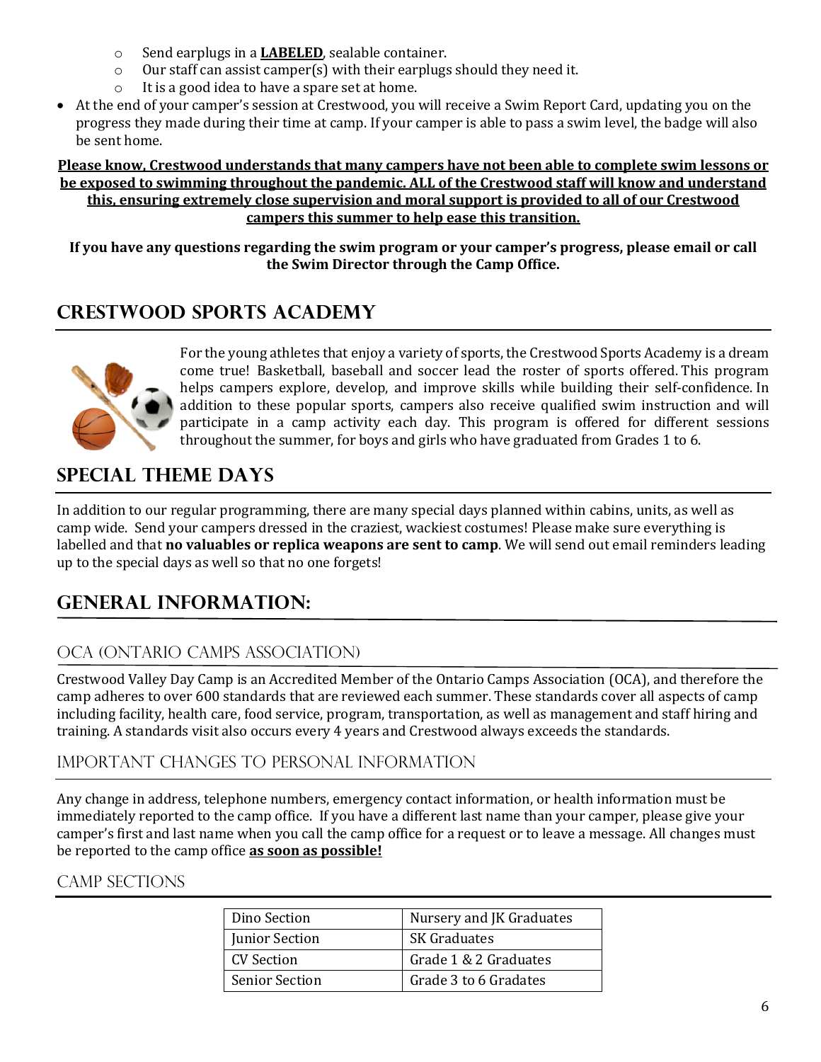- Send earplugs in a **LABELED**, sealable container.
- Our staff can assist camper(s) with their earplugs should they need it.
- It is a good idea to have a spare set at home.

- At the end of your camper's session at Crestwood, you will receive a Swim Report Card, updating you on the progress they made during their time at camp. If your camper is able to pass a swim level, the badge will also be sent home.

**Please know, Crestwood understands that many campers have not been able to complete swim lessons or be exposed to swimming throughout the pandemic. ALL of the Crestwood staff will know and understand this, ensuring extremely close supervision and moral support is provided to all of our Crestwood campers this summer to help ease this transition.**

**If you have any questions regarding the swim program or your camper's progress, please email or call the Swim Director through the Camp Office.**

## CRESTWOOD SPORTS ACADEMY

For the young athletes that enjoy a variety of sports, the Crestwood Sports Academy is a dream come true! Basketball, baseball and soccer lead the roster of sports offered. This program helps campers explore, develop, and improve skills while building their self-confidence. In addition to these popular sports, campers also receive qualified swim instruction and will participate in a camp activity each day. This program is offered for different sessions throughout the summer, for boys and girls who have graduated from Grades 1 to 6.

## SPECIAL THEME DAYS

In addition to our regular programming, there are many special days planned within cabins, units, as well as camp wide. Send your campers dressed in the craziest, wackiest costumes! Please make sure everything is labelled and that **no valuables or replica weapons are sent to camp**. We will send out email reminders leading up to the special days as well so that no one forgets!

## GENERAL INFORMATION:

### OCA (ONTARIO CAMPS ASSOCIATION)

Crestwood Valley Day Camp is an Accredited Member of the Ontario Camps Association (OCA), and therefore the camp adheres to over 600 standards that are reviewed each summer. These standards cover all aspects of camp including facility, health care, food service, program, transportation, as well as management and staff hiring and training. A standards visit also occurs every 4 years and Crestwood always exceeds the standards.

### IMPORTANT CHANGES TO PERSONAL INFORMATION

Any change in address, telephone numbers, emergency contact information, or health information must be immediately reported to the camp office. If you have a different last name than your camper, please give your camper's first and last name when you call the camp office for a request or to leave a message. All changes must be reported to the camp office **as soon as possible!**

### CAMP SECTIONS

| Dino Section | Nursery and JK Graduates |
|---|---|
| Junior Section | SK Graduates |
| CV Section | Grade 1 & 2 Graduates |
| Senior Section | Grade 3 to 6 Gradates |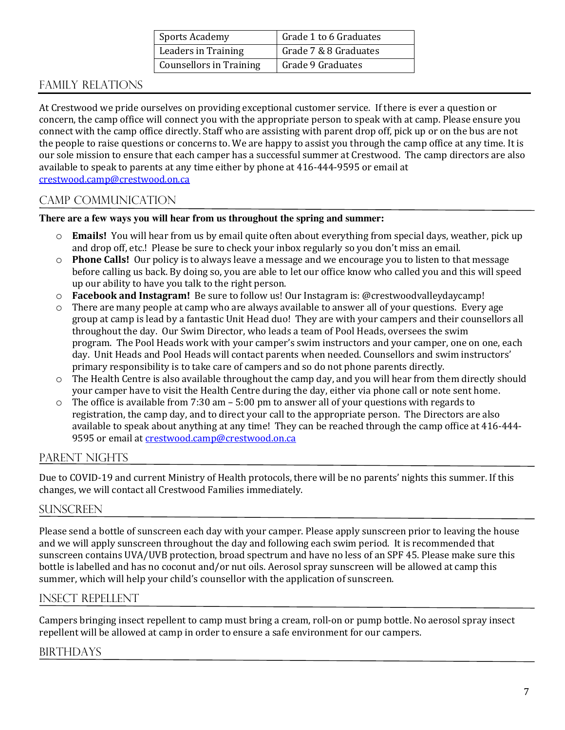| Sports Academy | Grade 1 to 6 Graduates |
|---|---|
| Leaders in Training | Grade 7 & 8 Graduates |
| Counsellors in Training | Grade 9 Graduates |

## Family Relations

At Crestwood we pride ourselves on providing exceptional customer service. If there is ever a question or concern, the camp office will connect you with the appropriate person to speak with at camp. Please ensure you connect with the camp office directly. Staff who are assisting with parent drop off, pick up or on the bus are not the people to raise questions or concerns to. We are happy to assist you through the camp office at any time. It is our sole mission to ensure that each camper has a successful summer at Crestwood. The camp directors are also available to speak to parents at any time either by phone at 416-444-9595 or email at crestwood.camp@crestwood.on.ca

## Camp Communication

**There are a few ways you will hear from us throughout the spring and summer:**

- **Emails!** You will hear from us by email quite often about everything from special days, weather, pick up and drop off, etc.! Please be sure to check your inbox regularly so you don't miss an email.
- **Phone Calls!** Our policy is to always leave a message and we encourage you to listen to that message before calling us back. By doing so, you are able to let our office know who called you and this will speed up our ability to have you talk to the right person.
- **Facebook and Instagram!** Be sure to follow us! Our Instagram is: @crestwoodvalleydaycamp!
- There are many people at camp who are always available to answer all of your questions. Every age group at camp is lead by a fantastic Unit Head duo! They are with your campers and their counsellors all throughout the day. Our Swim Director, who leads a team of Pool Heads, oversees the swim program. The Pool Heads work with your camper's swim instructors and your camper, one on one, each day. Unit Heads and Pool Heads will contact parents when needed. Counsellors and swim instructors' primary responsibility is to take care of campers and so do not phone parents directly.
- The Health Centre is also available throughout the camp day, and you will hear from them directly should your camper have to visit the Health Centre during the day, either via phone call or note sent home.
- The office is available from 7:30 am – 5:00 pm to answer all of your questions with regards to registration, the camp day, and to direct your call to the appropriate person. The Directors are also available to speak about anything at any time! They can be reached through the camp office at 416-444-9595 or email at crestwood.camp@crestwood.on.ca

## Parent Nights

Due to COVID-19 and current Ministry of Health protocols, there will be no parents' nights this summer. If this changes, we will contact all Crestwood Families immediately.

## Sunscreen

Please send a bottle of sunscreen each day with your camper. Please apply sunscreen prior to leaving the house and we will apply sunscreen throughout the day and following each swim period. It is recommended that sunscreen contains UVA/UVB protection, broad spectrum and have no less of an SPF 45. Please make sure this bottle is labelled and has no coconut and/or nut oils. Aerosol spray sunscreen will be allowed at camp this summer, which will help your child's counsellor with the application of sunscreen.

## Insect Repellent

Campers bringing insect repellent to camp must bring a cream, roll-on or pump bottle. No aerosol spray insect repellent will be allowed at camp in order to ensure a safe environment for our campers.

## Birthdays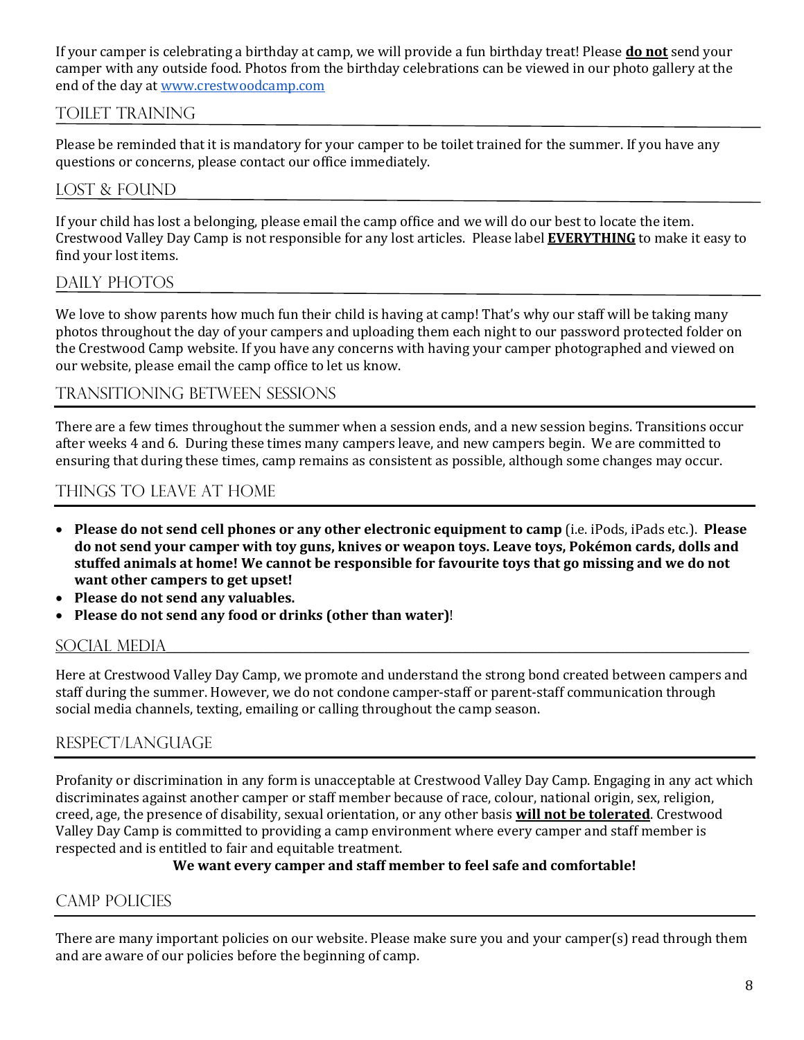If your camper is celebrating a birthday at camp, we will provide a fun birthday treat! Please **do not** send your camper with any outside food. Photos from the birthday celebrations can be viewed in our photo gallery at the end of the day at [www.crestwoodcamp.com](http://www.crestwoodcamp.com)

## Toilet Training

Please be reminded that it is mandatory for your camper to be toilet trained for the summer. If you have any questions or concerns, please contact our office immediately.

## Lost & Found

If your child has lost a belonging, please email the camp office and we will do our best to locate the item. Crestwood Valley Day Camp is not responsible for any lost articles. Please label **EVERYTHING** to make it easy to find your lost items.

## Daily Photos

We love to show parents how much fun their child is having at camp! That's why our staff will be taking many photos throughout the day of your campers and uploading them each night to our password protected folder on the Crestwood Camp website. If you have any concerns with having your camper photographed and viewed on our website, please email the camp office to let us know.

## Transitioning Between Sessions

There are a few times throughout the summer when a session ends, and a new session begins. Transitions occur after weeks 4 and 6. During these times many campers leave, and new campers begin. We are committed to ensuring that during these times, camp remains as consistent as possible, although some changes may occur.

## Things to Leave at Home

- **Please do not send cell phones or any other electronic equipment to camp** (i.e. iPods, iPads etc.). **Please do not send your camper with toy guns, knives or weapon toys. Leave toys, Pokémon cards, dolls and stuffed animals at home! We cannot be responsible for favourite toys that go missing and we do not want other campers to get upset!**
- **Please do not send any valuables.**
- **Please do not send any food or drinks (other than water)**!

## Social Media

Here at Crestwood Valley Day Camp, we promote and understand the strong bond created between campers and staff during the summer. However, we do not condone camper-staff or parent-staff communication through social media channels, texting, emailing or calling throughout the camp season.

## Respect/Language

Profanity or discrimination in any form is unacceptable at Crestwood Valley Day Camp. Engaging in any act which discriminates against another camper or staff member because of race, colour, national origin, sex, religion, creed, age, the presence of disability, sexual orientation, or any other basis **will not be tolerated**. Crestwood Valley Day Camp is committed to providing a camp environment where every camper and staff member is respected and is entitled to fair and equitable treatment.

**We want every camper and staff member to feel safe and comfortable!**

## Camp Policies

There are many important policies on our website. Please make sure you and your camper(s) read through them and are aware of our policies before the beginning of camp.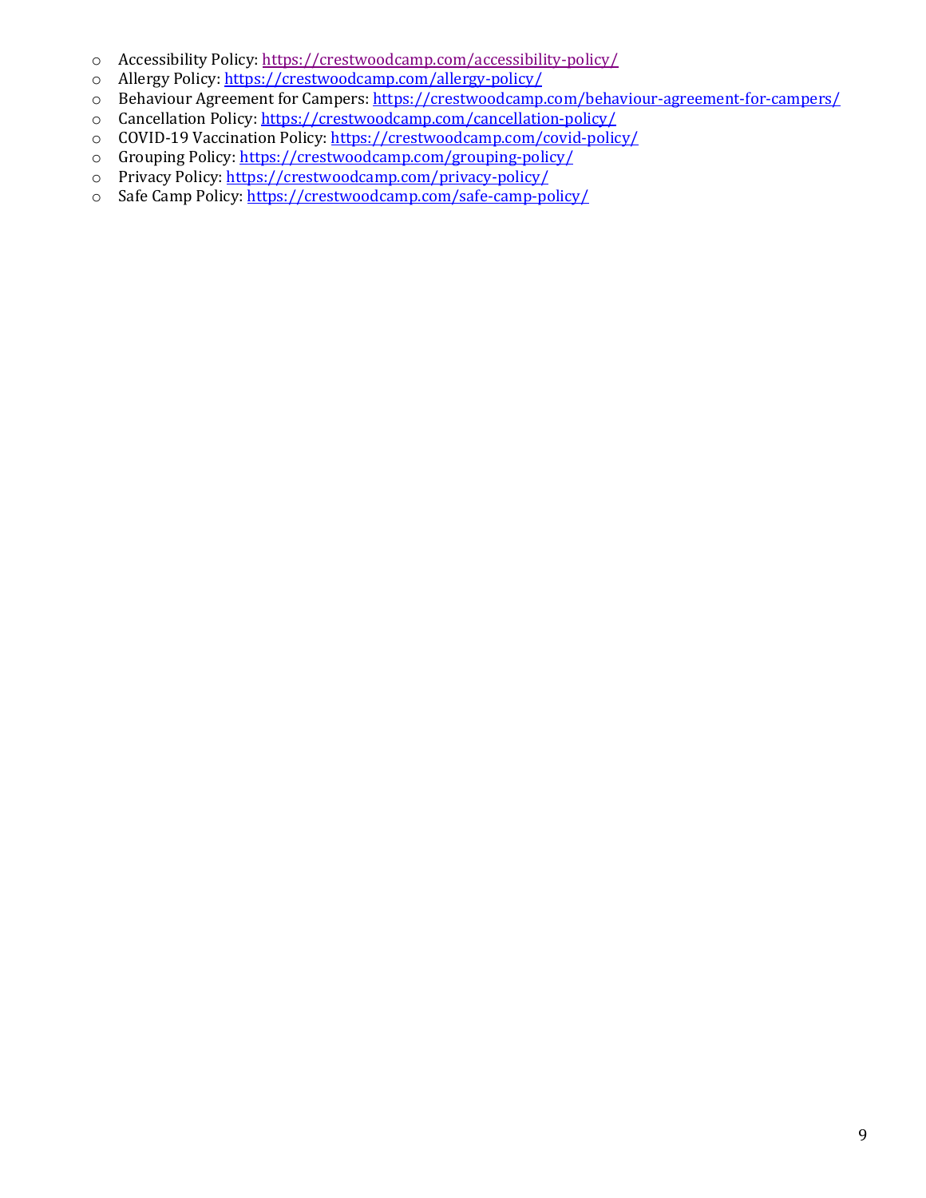- Accessibility Policy: https://crestwoodcamp.com/accessibility-policy/
- Allergy Policy: https://crestwoodcamp.com/allergy-policy/
- Behaviour Agreement for Campers: https://crestwoodcamp.com/behaviour-agreement-for-campers/
- Cancellation Policy: https://crestwoodcamp.com/cancellation-policy/
- COVID-19 Vaccination Policy: https://crestwoodcamp.com/covid-policy/
- Grouping Policy: https://crestwoodcamp.com/grouping-policy/
- Privacy Policy: https://crestwoodcamp.com/privacy-policy/
- Safe Camp Policy: https://crestwoodcamp.com/safe-camp-policy/